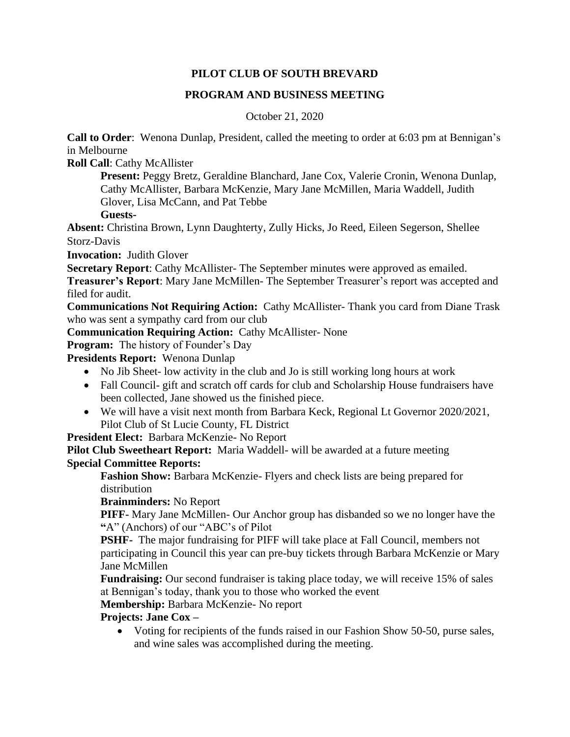# PILOT CLUB OF SOUTH BREVARD

## PROGRAM AND BUSINESS MEETING

October 21, 2020

**Call to Order**: Wenona Dunlap, President, called the meeting to order at 6:03 pm at Bennigan's in Melbourne

**Roll Call**: Cathy McAllister

> **Present:** Peggy Bretz, Geraldine Blanchard, Jane Cox, Valerie Cronin, Wenona Dunlap, Cathy McAllister, Barbara McKenzie, Mary Jane McMillen, Maria Waddell, Judith Glover, Lisa McCann, and Pat Tebbe
>
> **Guests-**

**Absent:** Christina Brown, Lynn Daughterty, Zully Hicks, Jo Reed, Eileen Segerson, Shellee Storz-Davis

**Invocation:** Judith Glover

**Secretary Report**: Cathy McAllister- The September minutes were approved as emailed.

**Treasurer's Report**: Mary Jane McMillen- The September Treasurer's report was accepted and filed for audit.

**Communications Not Requiring Action:** Cathy McAllister- Thank you card from Diane Trask who was sent a sympathy card from our club

**Communication Requiring Action:** Cathy McAllister- None

**Program:** The history of Founder's Day

**Presidents Report:** Wenona Dunlap

- No Jib Sheet- low activity in the club and Jo is still working long hours at work
- Fall Council- gift and scratch off cards for club and Scholarship House fundraisers have been collected, Jane showed us the finished piece.
- We will have a visit next month from Barbara Keck, Regional Lt Governor 2020/2021, Pilot Club of St Lucie County, FL District

**President Elect:** Barbara McKenzie- No Report

**Pilot Club Sweetheart Report:** Maria Waddell- will be awarded at a future meeting

**Special Committee Reports:**

> **Fashion Show:** Barbara McKenzie- Flyers and check lists are being prepared for distribution
>
> **Brainminders:** No Report
>
> **PIFF-** Mary Jane McMillen- Our Anchor group has disbanded so we no longer have the **"**A" (Anchors) of our "ABC's of Pilot
>
> **PSHF-** The major fundraising for PIFF will take place at Fall Council, members not participating in Council this year can pre-buy tickets through Barbara McKenzie or Mary Jane McMillen
>
> **Fundraising:** Our second fundraiser is taking place today, we will receive 15% of sales at Bennigan's today, thank you to those who worked the event
>
> **Membership:** Barbara McKenzie- No report
>
> **Projects: Jane Cox –**
>
> - Voting for recipients of the funds raised in our Fashion Show 50-50, purse sales, and wine sales was accomplished during the meeting.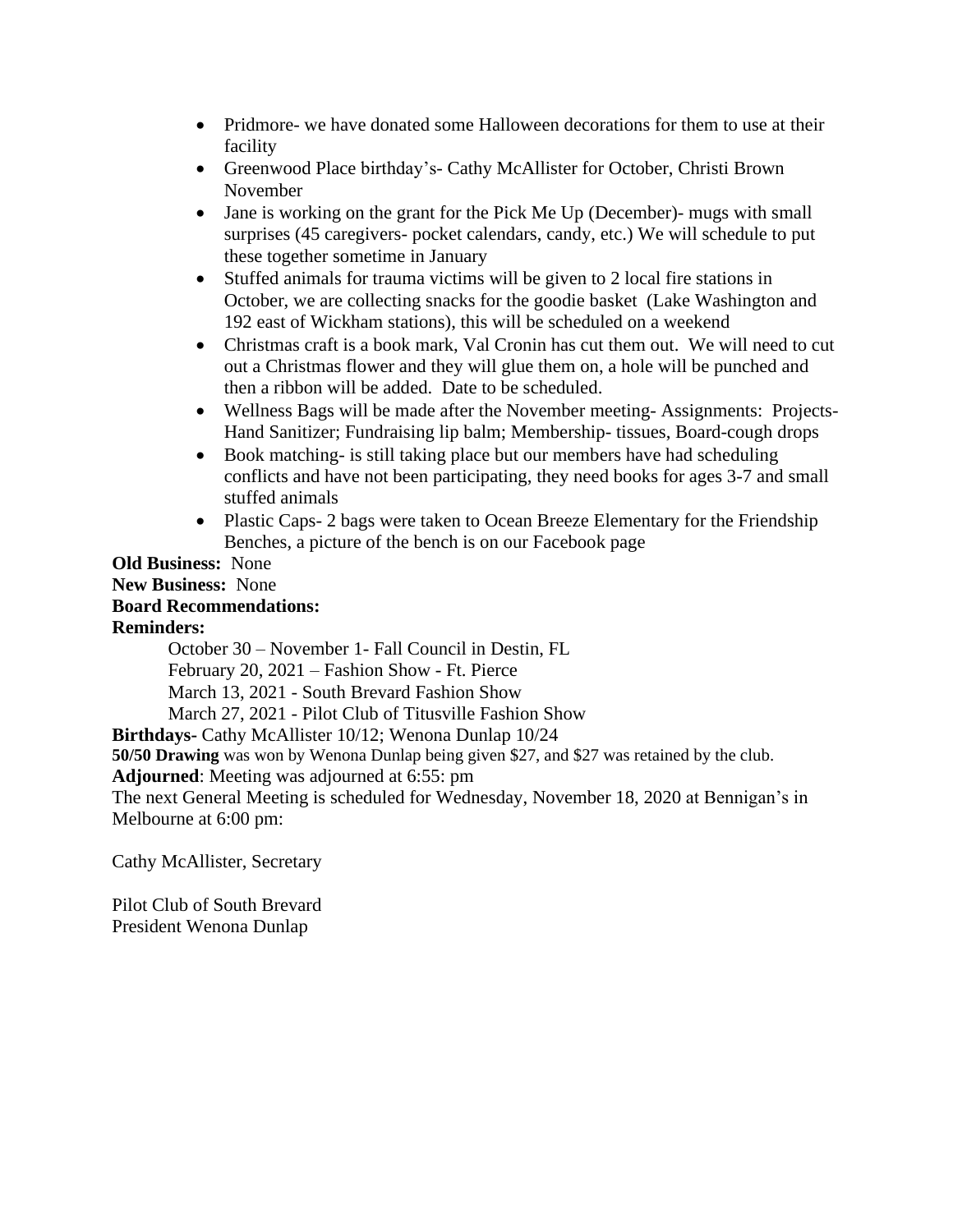- Pridmore- we have donated some Halloween decorations for them to use at their facility
- Greenwood Place birthday's- Cathy McAllister for October, Christi Brown November
- Jane is working on the grant for the Pick Me Up (December)- mugs with small surprises (45 caregivers- pocket calendars, candy, etc.) We will schedule to put these together sometime in January
- Stuffed animals for trauma victims will be given to 2 local fire stations in October, we are collecting snacks for the goodie basket (Lake Washington and 192 east of Wickham stations), this will be scheduled on a weekend
- Christmas craft is a book mark, Val Cronin has cut them out. We will need to cut out a Christmas flower and they will glue them on, a hole will be punched and then a ribbon will be added. Date to be scheduled.
- Wellness Bags will be made after the November meeting- Assignments: Projects- Hand Sanitizer; Fundraising lip balm; Membership- tissues, Board-cough drops
- Book matching- is still taking place but our members have had scheduling conflicts and have not been participating, they need books for ages 3-7 and small stuffed animals
- Plastic Caps- 2 bags were taken to Ocean Breeze Elementary for the Friendship Benches, a picture of the bench is on our Facebook page

**Old Business:** None
**New Business:** None
**Board Recommendations:**
**Reminders:**

October 30 – November 1- Fall Council in Destin, FL
February 20, 2021 – Fashion Show - Ft. Pierce
March 13, 2021 - South Brevard Fashion Show
March 27, 2021 - Pilot Club of Titusville Fashion Show

**Birthdays-** Cathy McAllister 10/12; Wenona Dunlap 10/24
**50/50 Drawing** was won by Wenona Dunlap being given $27, and $27 was retained by the club.
**Adjourned**: Meeting was adjourned at 6:55: pm
The next General Meeting is scheduled for Wednesday, November 18, 2020 at Bennigan's in Melbourne at 6:00 pm:

Cathy McAllister, Secretary

Pilot Club of South Brevard
President Wenona Dunlap